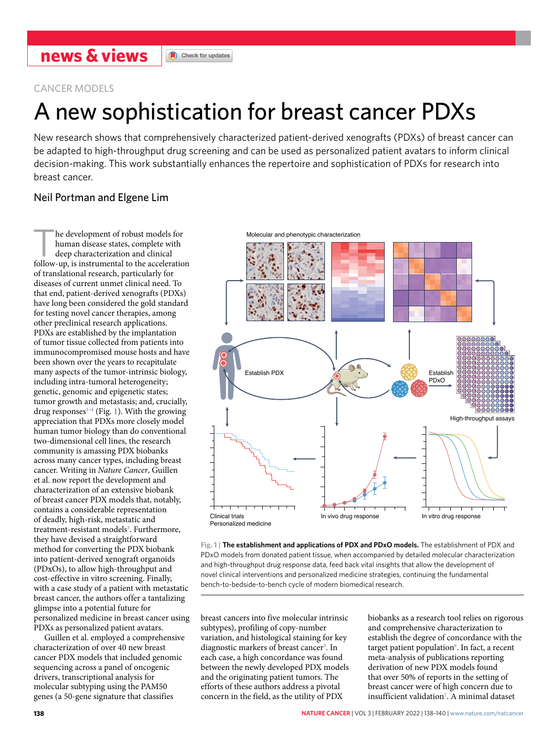news & views

CANCER MODELS

# A new sophistication for breast cancer PDXs

New research shows that comprehensively characterized patient-derived xenografts (PDXs) of breast cancer can be adapted to high-throughput drug screening and can be used as personalized patient avatars to inform clinical decision-making. This work substantially enhances the repertoire and sophistication of PDXs for research into breast cancer.

Neil Portman and Elgene Lim

The development of robust models for human disease states, complete with deep characterization and clinical follow-up, is instrumental to the acceleration of translational research, particularly for diseases of current unmet clinical need. To that end, patient-derived xenografts (PDXs) have long been considered the gold standard for testing novel cancer therapies, among other preclinical research applications. PDXs are established by the implantation of tumor tissue collected from patients into immunocompromised mouse hosts and have been shown over the years to recapitulate many aspects of the tumor-intrinsic biology, including intra-tumoral heterogeneity; genetic, genomic and epigenetic states; tumor growth and metastasis; and, crucially, drug responses[1–4] (Fig. 1). With the growing appreciation that PDXs more closely model human tumor biology than do conventional two-dimensional cell lines, the research community is amassing PDX biobanks across many cancer types, including breast cancer. Writing in *Nature Cancer*, Guillen et al. now report the development and characterization of an extensive biobank of breast cancer PDX models that, notably, contains a considerable representation of deadly, high-risk, metastatic and treatment-resistant models[5]. Furthermore, they have devised a straightforward method for converting the PDX biobank into patient-derived xenograft organoids (PDxOs), to allow high-throughput and cost-effective in vitro screening. Finally, with a case study of a patient with metastatic breast cancer, the authors offer a tantalizing glimpse into a potential future for personalized medicine in breast cancer using PDXs as personalized patient avatars.

Guillen et al. employed a comprehensive characterization of over 40 new breast cancer PDX models that included genomic sequencing across a panel of oncogenic drivers, transcriptional analysis for molecular subtyping using the PAM50 genes (a 50-gene signature that classifies breast cancers into five molecular intrinsic subtypes), profiling of copy-number variation, and histological staining for key diagnostic markers of breast cancer[5]. In each case, a high concordance was found between the newly developed PDX models and the originating patient tumors. The efforts of these authors address a pivotal concern in the field, as the utility of PDX biobanks as a research tool relies on rigorous and comprehensive characterization to establish the degree of concordance with the target patient population[6]. In fact, a recent meta-analysis of publications reporting derivation of new PDX models found that over 50% of reports in the setting of breast cancer were of high concern due to insufficient validation[7]. A minimal dataset

**Fig. 1 | The establishment and applications of PDX and PDxO models.** The establishment of PDX and PDxO models from donated patient tissue, when accompanied by detailed molecular characterization and high-throughput drug response data, feed back vital insights that allow the development of novel clinical interventions and personalized medicine strategies, continuing the fundamental bench-to-bedside-to-bench cycle of modern biomedical research.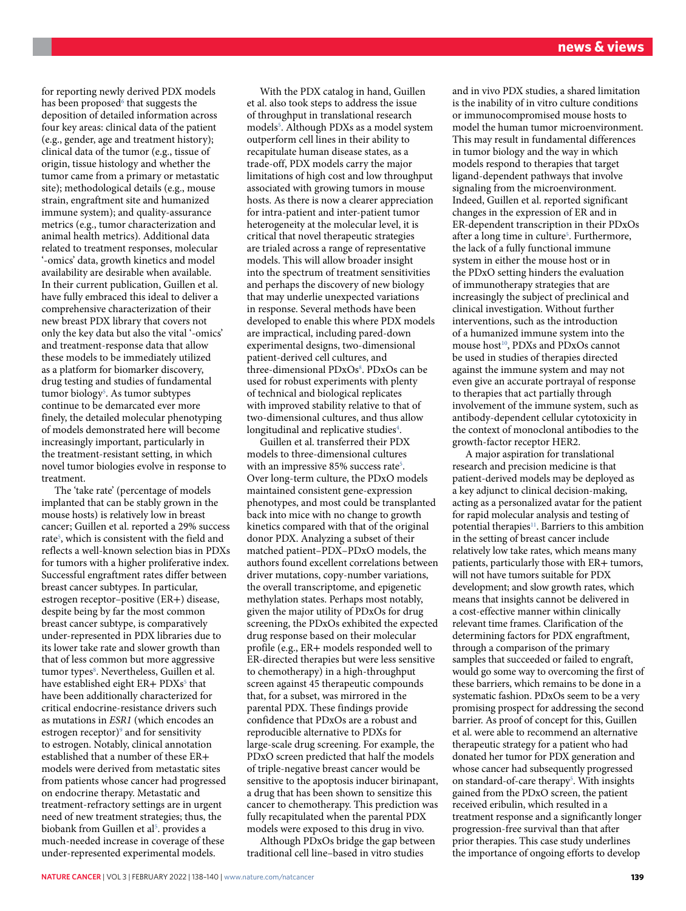for reporting newly derived PDX models has been proposed[6] that suggests the deposition of detailed information across four key areas: clinical data of the patient (e.g., gender, age and treatment history); clinical data of the tumor (e.g., tissue of origin, tissue histology and whether the tumor came from a primary or metastatic site); methodological details (e.g., mouse strain, engraftment site and humanized immune system); and quality-assurance metrics (e.g., tumor characterization and animal health metrics). Additional data related to treatment responses, molecular '-omics' data, growth kinetics and model availability are desirable when available. In their current publication, Guillen et al. have fully embraced this ideal to deliver a comprehensive characterization of their new breast PDX library that covers not only the key data but also the vital '-omics' and treatment-response data that allow these models to be immediately utilized as a platform for biomarker discovery, drug testing and studies of fundamental tumor biology[5]. As tumor subtypes continue to be demarcated ever more finely, the detailed molecular phenotyping of models demonstrated here will become increasingly important, particularly in the treatment-resistant setting, in which novel tumor biologies evolve in response to treatment.

The 'take rate' (percentage of models implanted that can be stably grown in the mouse hosts) is relatively low in breast cancer; Guillen et al. reported a 29% success rate[5], which is consistent with the field and reflects a well-known selection bias in PDXs for tumors with a higher proliferative index. Successful engraftment rates differ between breast cancer subtypes. In particular, estrogen receptor–positive (ER+) disease, despite being by far the most common breast cancer subtype, is comparatively under-represented in PDX libraries due to its lower take rate and slower growth than that of less common but more aggressive tumor types[8]. Nevertheless, Guillen et al. have established eight ER+ PDXs[5] that have been additionally characterized for critical endocrine-resistance drivers such as mutations in *ESR1* (which encodes an estrogen receptor)[9] and for sensitivity to estrogen. Notably, clinical annotation established that a number of these ER+ models were derived from metastatic sites from patients whose cancer had progressed on endocrine therapy. Metastatic and treatment-refractory settings are in urgent need of new treatment strategies; thus, the biobank from Guillen et al[5]. provides a much-needed increase in coverage of these under-represented experimental models.

With the PDX catalog in hand, Guillen et al. also took steps to address the issue of throughput in translational research models[5]. Although PDXs as a model system outperform cell lines in their ability to recapitulate human disease states, as a trade-off, PDX models carry the major limitations of high cost and low throughput associated with growing tumors in mouse hosts. As there is now a clearer appreciation for intra-patient and inter-patient tumor heterogeneity at the molecular level, it is critical that novel therapeutic strategies are trialed across a range of representative models. This will allow broader insight into the spectrum of treatment sensitivities and perhaps the discovery of new biology that may underlie unexpected variations in response. Several methods have been developed to enable this where PDX models are impractical, including pared-down experimental designs, two-dimensional patient-derived cell cultures, and three-dimensional PDxOs[8]. PDxOs can be used for robust experiments with plenty of technical and biological replicates with improved stability relative to that of two-dimensional cultures, and thus allow longitudinal and replicative studies[4].

Guillen et al. transferred their PDX models to three-dimensional cultures with an impressive 85% success rate[5]. Over long-term culture, the PDxO models maintained consistent gene-expression phenotypes, and most could be transplanted back into mice with no change to growth kinetics compared with that of the original donor PDX. Analyzing a subset of their matched patient–PDX–PDxO models, the authors found excellent correlations between driver mutations, copy-number variations, the overall transcriptome, and epigenetic methylation states. Perhaps most notably, given the major utility of PDxOs for drug screening, the PDxOs exhibited the expected drug response based on their molecular profile (e.g., ER+ models responded well to ER-directed therapies but were less sensitive to chemotherapy) in a high-throughput screen against 45 therapeutic compounds that, for a subset, was mirrored in the parental PDX. These findings provide confidence that PDxOs are a robust and reproducible alternative to PDXs for large-scale drug screening. For example, the PDxO screen predicted that half the models of triple-negative breast cancer would be sensitive to the apoptosis inducer birinapant, a drug that has been shown to sensitize this cancer to chemotherapy. This prediction was fully recapitulated when the parental PDX models were exposed to this drug in vivo.

Although PDxOs bridge the gap between traditional cell line–based in vitro studies and in vivo PDX studies, a shared limitation is the inability of in vitro culture conditions or immunocompromised mouse hosts to model the human tumor microenvironment. This may result in fundamental differences in tumor biology and the way in which models respond to therapies that target ligand-dependent pathways that involve signaling from the microenvironment. Indeed, Guillen et al. reported significant changes in the expression of ER and in ER-dependent transcription in their PDxOs after a long time in culture[5]. Furthermore, the lack of a fully functional immune system in either the mouse host or in the PDxO setting hinders the evaluation of immunotherapy strategies that are increasingly the subject of preclinical and clinical investigation. Without further interventions, such as the introduction of a humanized immune system into the mouse host[10], PDXs and PDxOs cannot be used in studies of therapies directed against the immune system and may not even give an accurate portrayal of response to therapies that act partially through involvement of the immune system, such as antibody-dependent cellular cytotoxicity in the context of monoclonal antibodies to the growth-factor receptor HER2.

A major aspiration for translational research and precision medicine is that patient-derived models may be deployed as a key adjunct to clinical decision-making, acting as a personalized avatar for the patient for rapid molecular analysis and testing of potential therapies[11]. Barriers to this ambition in the setting of breast cancer include relatively low take rates, which means many patients, particularly those with ER+ tumors, will not have tumors suitable for PDX development; and slow growth rates, which means that insights cannot be delivered in a cost-effective manner within clinically relevant time frames. Clarification of the determining factors for PDX engraftment, through a comparison of the primary samples that succeeded or failed to engraft, would go some way to overcoming the first of these barriers, which remains to be done in a systematic fashion. PDxOs seem to be a very promising prospect for addressing the second barrier. As proof of concept for this, Guillen et al. were able to recommend an alternative therapeutic strategy for a patient who had donated her tumor for PDX generation and whose cancer had subsequently progressed on standard-of-care therapy[5]. With insights gained from the PDxO screen, the patient received eribulin, which resulted in a treatment response and a significantly longer progression-free survival than that after prior therapies. This case study underlines the importance of ongoing efforts to develop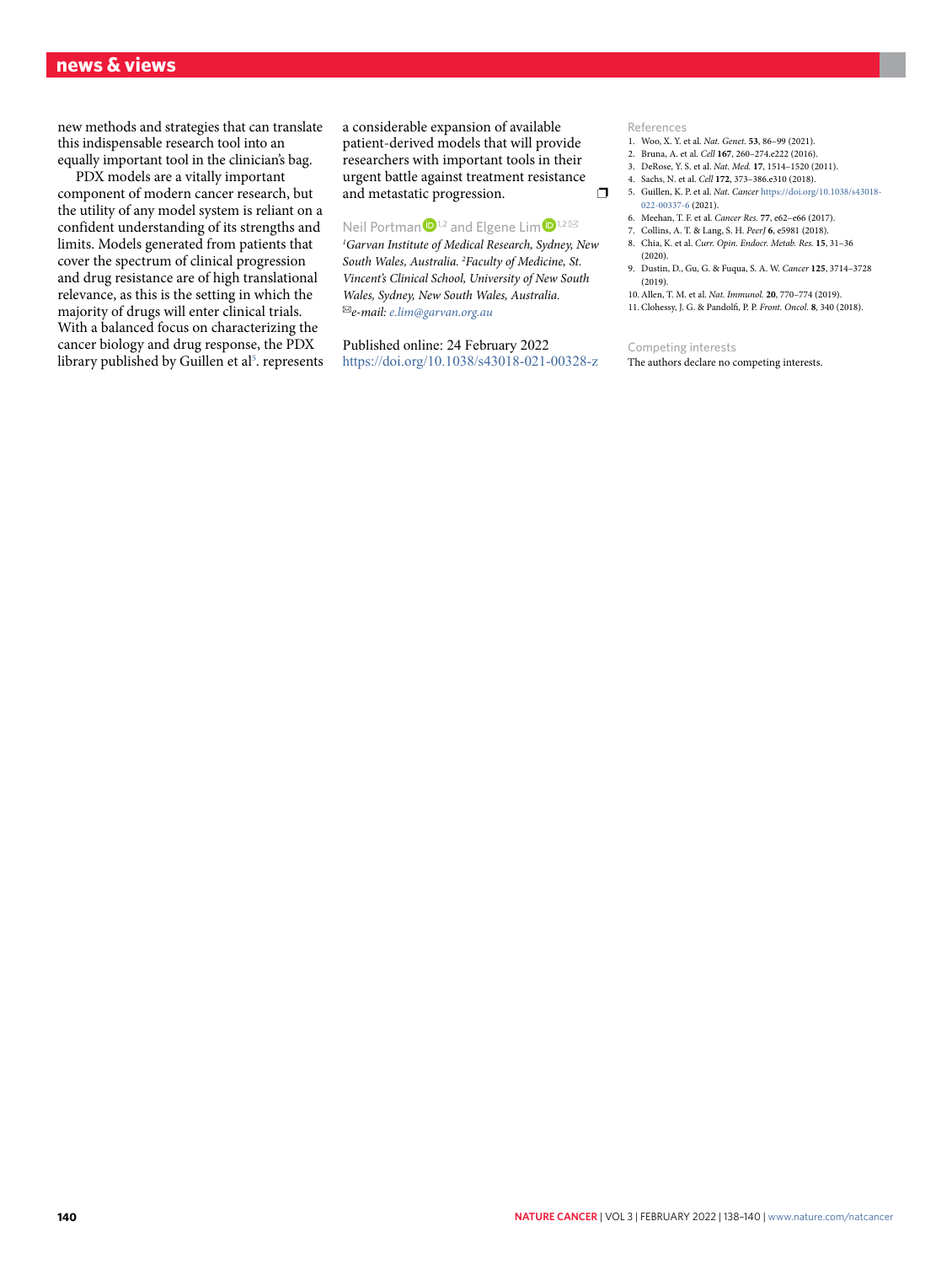new methods and strategies that can translate this indispensable research tool into an equally important tool in the clinician's bag.

PDX models are a vitally important component of modern cancer research, but the utility of any model system is reliant on a confident understanding of its strengths and limits. Models generated from patients that cover the spectrum of clinical progression and drug resistance are of high translational relevance, as this is the setting in which the majority of drugs will enter clinical trials. With a balanced focus on characterizing the cancer biology and drug response, the PDX library published by Guillen et al[5]. represents a considerable expansion of available patient-derived models that will provide researchers with important tools in their urgent battle against treatment resistance and metastatic progression. ❐

Neil Portman[1,2] and Elgene Lim[1,2] ✉

[1]*Garvan Institute of Medical Research, Sydney, New South Wales, Australia.* [2]*Faculty of Medicine, St. Vincent's Clinical School, University of New South Wales, Sydney, New South Wales, Australia.*
✉*e-mail: e.lim@garvan.org.au*

Published online: 24 February 2022
https://doi.org/10.1038/s43018-021-00328-z

## References

1. Woo, X. Y. et al. *Nat. Genet.* **53**, 86–99 (2021).
2. Bruna, A. et al. *Cell* **167**, 260–274.e222 (2016).
3. DeRose, Y. S. et al. *Nat. Med.* **17**, 1514–1520 (2011).
4. Sachs, N. et al. *Cell* **172**, 373–386.e310 (2018).
5. Guillen, K. P. et al. *Nat. Cancer* https://doi.org/10.1038/s43018-022-00337-6 (2021).
6. Meehan, T. F. et al. *Cancer Res.* **77**, e62–e66 (2017).
7. Collins, A. T. & Lang, S. H. *PeerJ* **6**, e5981 (2018).
8. Chia, K. et al. *Curr. Opin. Endocr. Metab. Res.* **15**, 31–36 (2020).
9. Dustin, D., Gu, G. & Fuqua, S. A. W. *Cancer* **125**, 3714–3728 (2019).
10. Allen, T. M. et al. *Nat. Immunol.* **20**, 770–774 (2019).
11. Clohessy, J. G. & Pandolfi, P. P. *Front. Oncol.* **8**, 340 (2018).

## Competing interests

The authors declare no competing interests.